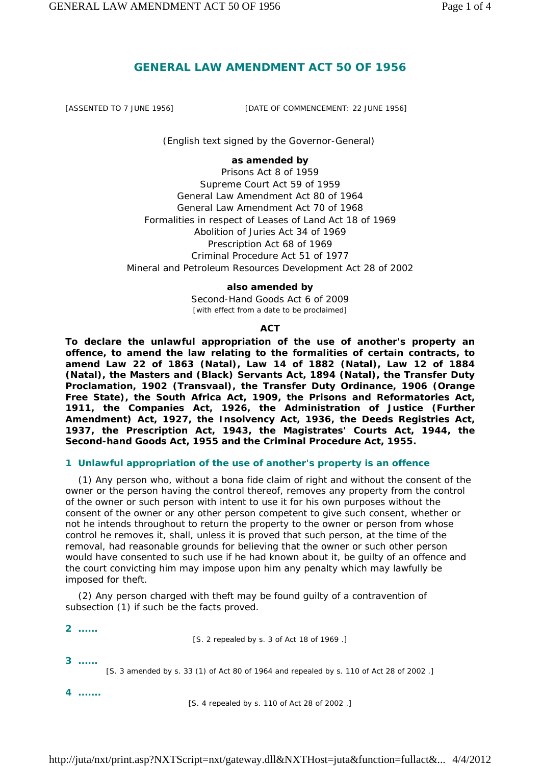# GENERAL LAW AMENDMENT ACT 50 OF 1956

[ASSENTED TO 7 JUNE 1956] [DATE OF COMMENCEMENT: 22 JUNE 1956]

(English text signed by the Governor-General)

**as amended by**

Prisons Act 8 of 1959
Supreme Court Act 59 of 1959
General Law Amendment Act 80 of 1964
General Law Amendment Act 70 of 1968
Formalities in respect of Leases of Land Act 18 of 1969
Abolition of Juries Act 34 of 1969
Prescription Act 68 of 1969
Criminal Procedure Act 51 of 1977
Mineral and Petroleum Resources Development Act 28 of 2002

**also amended by**

Second-Hand Goods Act 6 of 2009
[with effect from a date to be proclaimed]

**ACT**

**To declare the unlawful appropriation of the use of another's property an offence, to amend the law relating to the formalities of certain contracts, to amend Law 22 of 1863 (Natal), Law 14 of 1882 (Natal), Law 12 of 1884 (Natal), the Masters and (Black) Servants Act, 1894 (Natal), the Transfer Duty Proclamation, 1902 (Transvaal), the Transfer Duty Ordinance, 1906 (Orange Free State), the South Africa Act, 1909, the Prisons and Reformatories Act, 1911, the Companies Act, 1926, the Administration of Justice (Further Amendment) Act, 1927, the Insolvency Act, 1936, the Deeds Registries Act, 1937, the Prescription Act, 1943, the Magistrates' Courts Act, 1944, the Second-hand Goods Act, 1955 and the Criminal Procedure Act, 1955.**

## 1 Unlawful appropriation of the use of another's property is an offence

(1) Any person who, without a bona fide claim of right and without the consent of the owner or the person having the control thereof, removes any property from the control of the owner or such person with intent to use it for his own purposes without the consent of the owner or any other person competent to give such consent, whether or not he intends throughout to return the property to the owner or person from whose control he removes it, shall, unless it is proved that such person, at the time of the removal, had reasonable grounds for believing that the owner or such other person would have consented to such use if he had known about it, be guilty of an offence and the court convicting him may impose upon him any penalty which may lawfully be imposed for theft.

(2) Any person charged with theft may be found guilty of a contravention of subsection (1) if such be the facts proved.

## 2 ......

[S. 2 repealed by s. 3 of Act 18 of 1969 .]

## 3 ......

[S. 3 amended by s. 33 (1) of Act 80 of 1964 and repealed by s. 110 of Act 28 of 2002 .]

## 4 .......

[S. 4 repealed by s. 110 of Act 28 of 2002 .]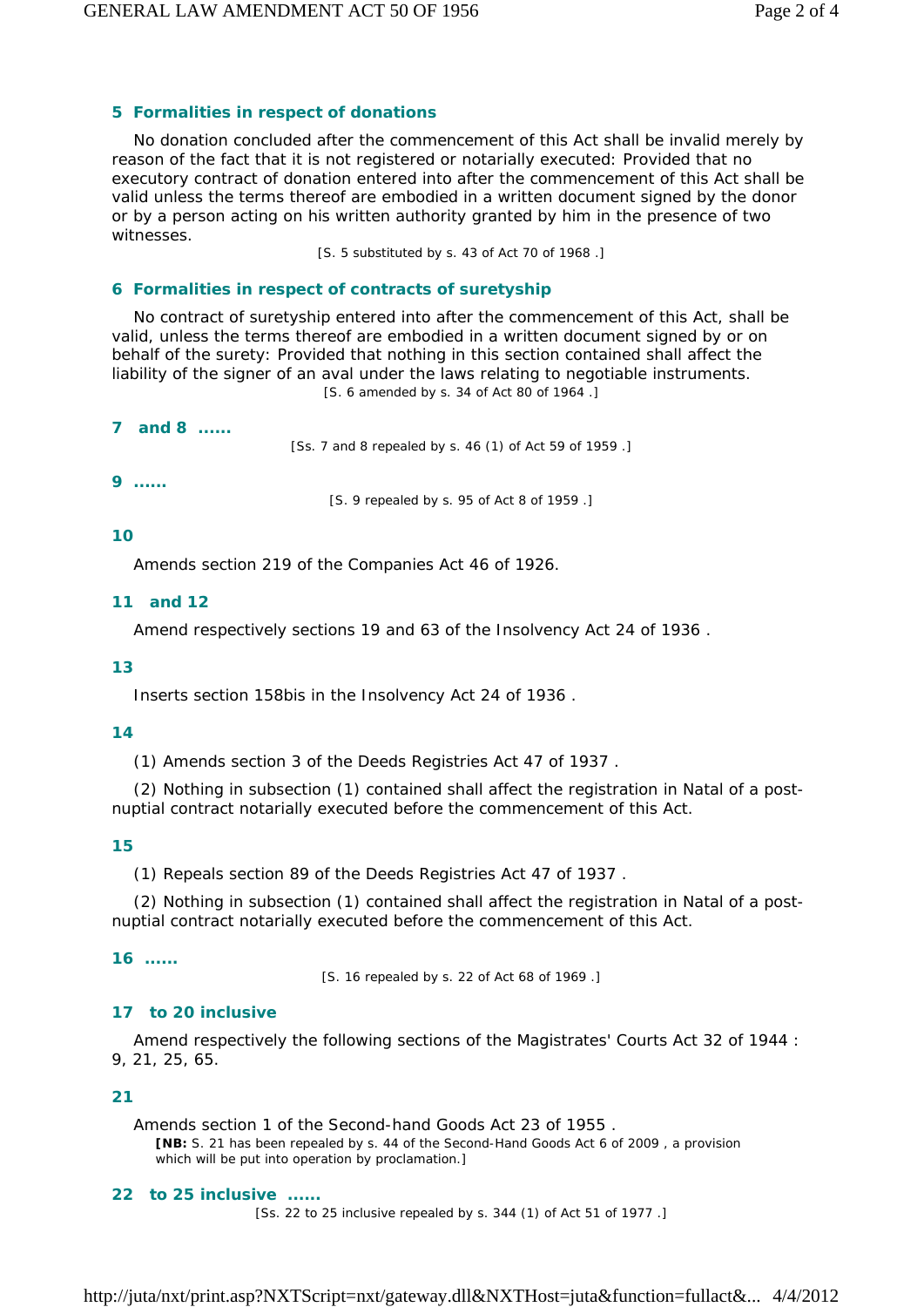### 5 Formalities in respect of donations

No donation concluded after the commencement of this Act shall be invalid merely by reason of the fact that it is not registered or notarially executed: Provided that no executory contract of donation entered into after the commencement of this Act shall be valid unless the terms thereof are embodied in a written document signed by the donor or by a person acting on his written authority granted by him in the presence of two witnesses.

[S. 5 substituted by s. 43 of Act 70 of 1968 .]

### 6 Formalities in respect of contracts of suretyship

No contract of suretyship entered into after the commencement of this Act, shall be valid, unless the terms thereof are embodied in a written document signed by or on behalf of the surety: Provided that nothing in this section contained shall affect the liability of the signer of an aval under the laws relating to negotiable instruments.

[S. 6 amended by s. 34 of Act 80 of 1964 .]

### 7 and 8 ......

[Ss. 7 and 8 repealed by s. 46 (1) of Act 59 of 1959 .]

### 9 ......

[S. 9 repealed by s. 95 of Act 8 of 1959 .]

### 10

Amends section 219 of the Companies Act 46 of 1926.

### 11 and 12

Amend respectively sections 19 and 63 of the Insolvency Act 24 of 1936 .

### 13

Inserts section 158bis in the Insolvency Act 24 of 1936 .

### 14

(1) Amends section 3 of the Deeds Registries Act 47 of 1937 .

(2) Nothing in subsection (1) contained shall affect the registration in Natal of a post-nuptial contract notarially executed before the commencement of this Act.

### 15

(1) Repeals section 89 of the Deeds Registries Act 47 of 1937 .

(2) Nothing in subsection (1) contained shall affect the registration in Natal of a post-nuptial contract notarially executed before the commencement of this Act.

### 16 ......

[S. 16 repealed by s. 22 of Act 68 of 1969 .]

### 17 to 20 inclusive

Amend respectively the following sections of the Magistrates' Courts Act 32 of 1944 : 9, 21, 25, 65.

### 21

Amends section 1 of the Second-hand Goods Act 23 of 1955 .

**[NB:** S. 21 has been repealed by s. 44 of the Second-Hand Goods Act 6 of 2009 , a provision which will be put into operation by proclamation.]

### 22 to 25 inclusive ......

[Ss. 22 to 25 inclusive repealed by s. 344 (1) of Act 51 of 1977 .]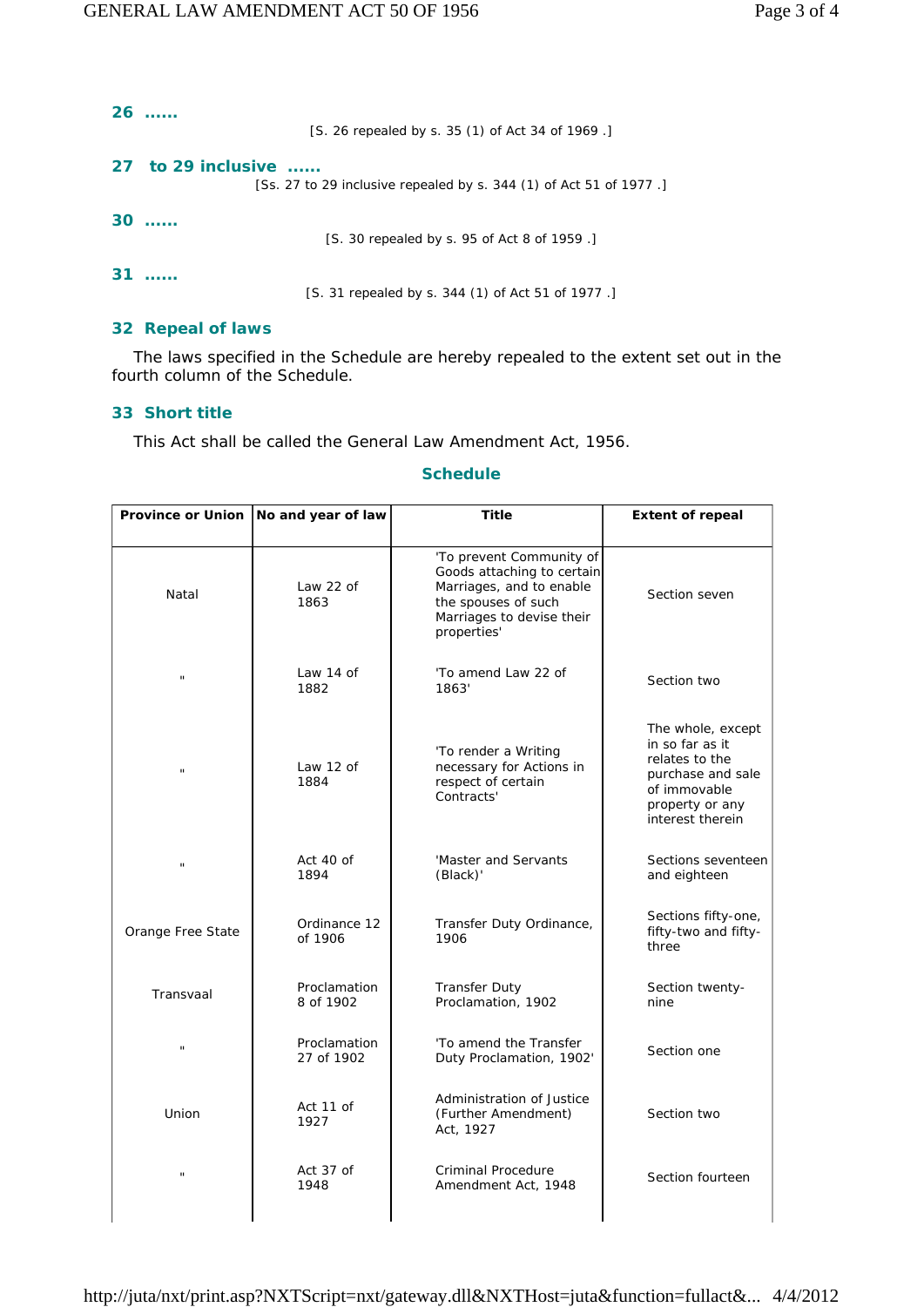**26** ......

[S. 26 repealed by s. 35 (1) of Act 34 of 1969 .]

**27 to 29 inclusive** ......

[Ss. 27 to 29 inclusive repealed by s. 344 (1) of Act 51 of 1977 .]

**30** ......

[S. 30 repealed by s. 95 of Act 8 of 1959 .]

**31** ......

[S. 31 repealed by s. 344 (1) of Act 51 of 1977 .]

### 32 Repeal of laws

The laws specified in the Schedule are hereby repealed to the extent set out in the fourth column of the Schedule.

### 33 Short title

This Act shall be called the General Law Amendment Act, 1956.

### Schedule

| Province or Union | No and year of law | Title | Extent of repeal |
|---|---|---|---|
| Natal | Law 22 of 1863 | 'To prevent Community of Goods attaching to certain Marriages, and to enable the spouses of such Marriages to devise their properties' | Section seven |
| " | Law 14 of 1882 | 'To amend Law 22 of 1863' | Section two |
| " | Law 12 of 1884 | 'To render a Writing necessary for Actions in respect of certain Contracts' | The whole, except in so far as it relates to the purchase and sale of immovable property or any interest therein |
| " | Act 40 of 1894 | 'Master and Servants (Black)' | Sections seventeen and eighteen |
| Orange Free State | Ordinance 12 of 1906 | Transfer Duty Ordinance, 1906 | Sections fifty-one, fifty-two and fifty-three |
| Transvaal | Proclamation 8 of 1902 | Transfer Duty Proclamation, 1902 | Section twenty-nine |
| " | Proclamation 27 of 1902 | 'To amend the Transfer Duty Proclamation, 1902' | Section one |
| Union | Act 11 of 1927 | Administration of Justice (Further Amendment) Act, 1927 | Section two |
| " | Act 37 of 1948 | Criminal Procedure Amendment Act, 1948 | Section fourteen |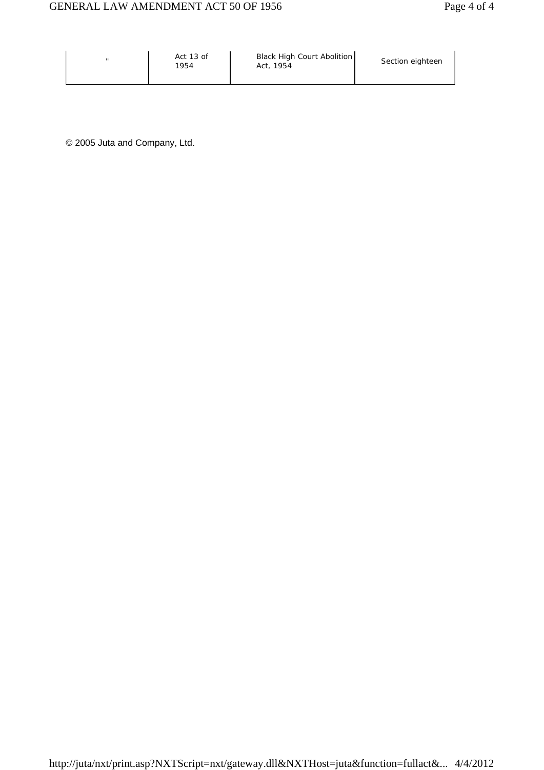| | | | |
|---|---|---|---|
| " | Act 13 of 1954 | Black High Court Abolition Act, 1954 | Section eighteen |

© 2005 Juta and Company, Ltd.